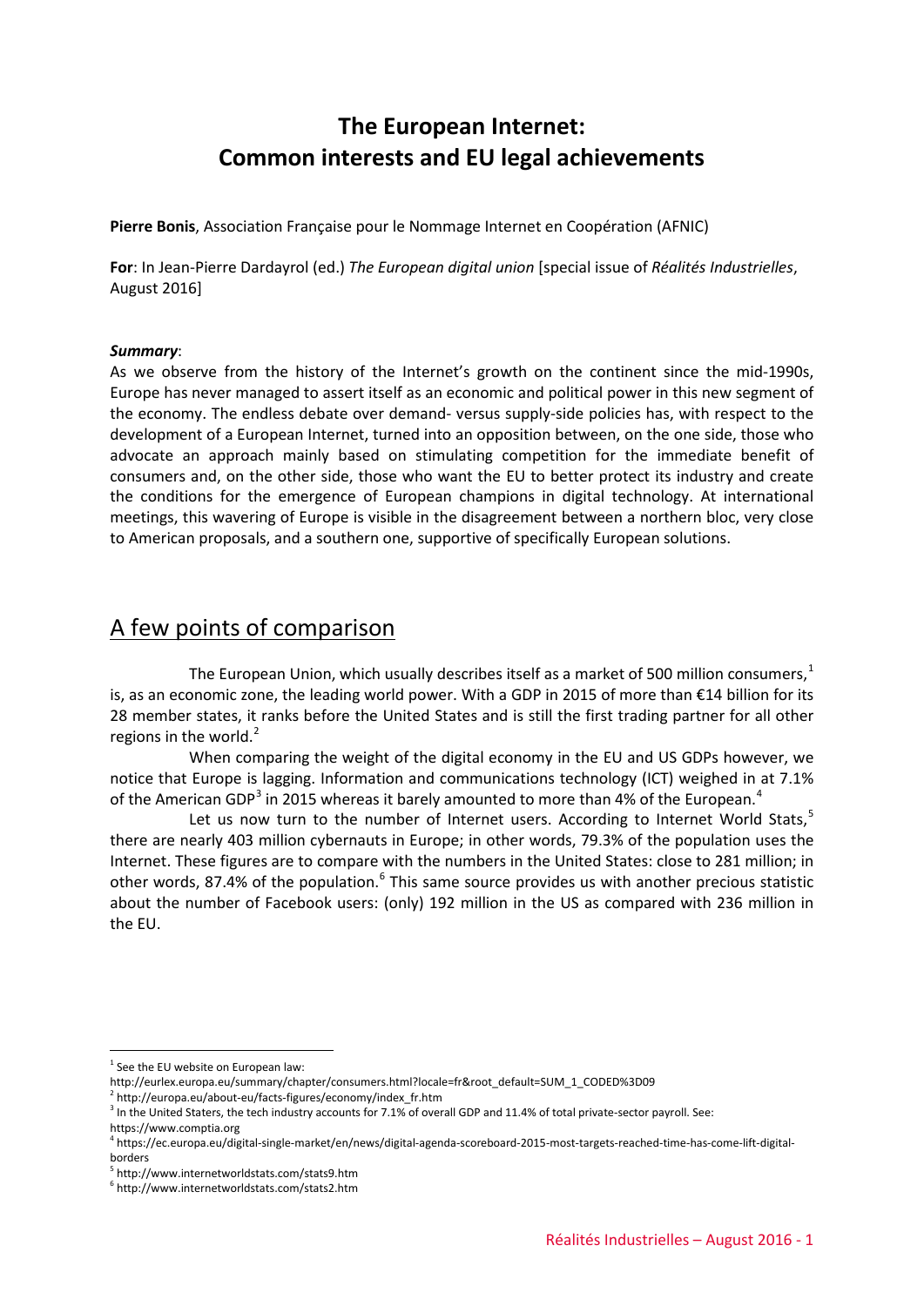# The European Internet: Common interests and EU legal achievements

**Pierre Bonis**, Association Française pour le Nommage Internet en Coopération (AFNIC)

**For**: In Jean-Pierre Dardayrol (ed.) *The European digital union* [special issue of *Réalités Industrielles*, August 2016]

***Summary***:

As we observe from the history of the Internet's growth on the continent since the mid-1990s, Europe has never managed to assert itself as an economic and political power in this new segment of the economy. The endless debate over demand- versus supply-side policies has, with respect to the development of a European Internet, turned into an opposition between, on the one side, those who advocate an approach mainly based on stimulating competition for the immediate benefit of consumers and, on the other side, those who want the EU to better protect its industry and create the conditions for the emergence of European champions in digital technology. At international meetings, this wavering of Europe is visible in the disagreement between a northern bloc, very close to American proposals, and a southern one, supportive of specifically European solutions.

## A few points of comparison

The European Union, which usually describes itself as a market of 500 million consumers,[1] is, as an economic zone, the leading world power. With a GDP in 2015 of more than €14 billion for its 28 member states, it ranks before the United States and is still the first trading partner for all other regions in the world.[2]

When comparing the weight of the digital economy in the EU and US GDPs however, we notice that Europe is lagging. Information and communications technology (ICT) weighed in at 7.1% of the American GDP[3] in 2015 whereas it barely amounted to more than 4% of the European.[4]

Let us now turn to the number of Internet users. According to Internet World Stats,[5] there are nearly 403 million cybernauts in Europe; in other words, 79.3% of the population uses the Internet. These figures are to compare with the numbers in the United States: close to 281 million; in other words, 87.4% of the population.[6] This same source provides us with another precious statistic about the number of Facebook users: (only) 192 million in the US as compared with 236 million in the EU.

---

[1] See the EU website on European law: http://eurlex.europa.eu/summary/chapter/consumers.html?locale=fr&root_default=SUM_1_CODED%3D09

[2] http://europa.eu/about-eu/facts-figures/economy/index_fr.htm

[3] In the United Staters, the tech industry accounts for 7.1% of overall GDP and 11.4% of total private-sector payroll. See: https://www.comptia.org

[4] https://ec.europa.eu/digital-single-market/en/news/digital-agenda-scoreboard-2015-most-targets-reached-time-has-come-lift-digital-borders

[5] http://www.internetworldstats.com/stats9.htm

[6] http://www.internetworldstats.com/stats2.htm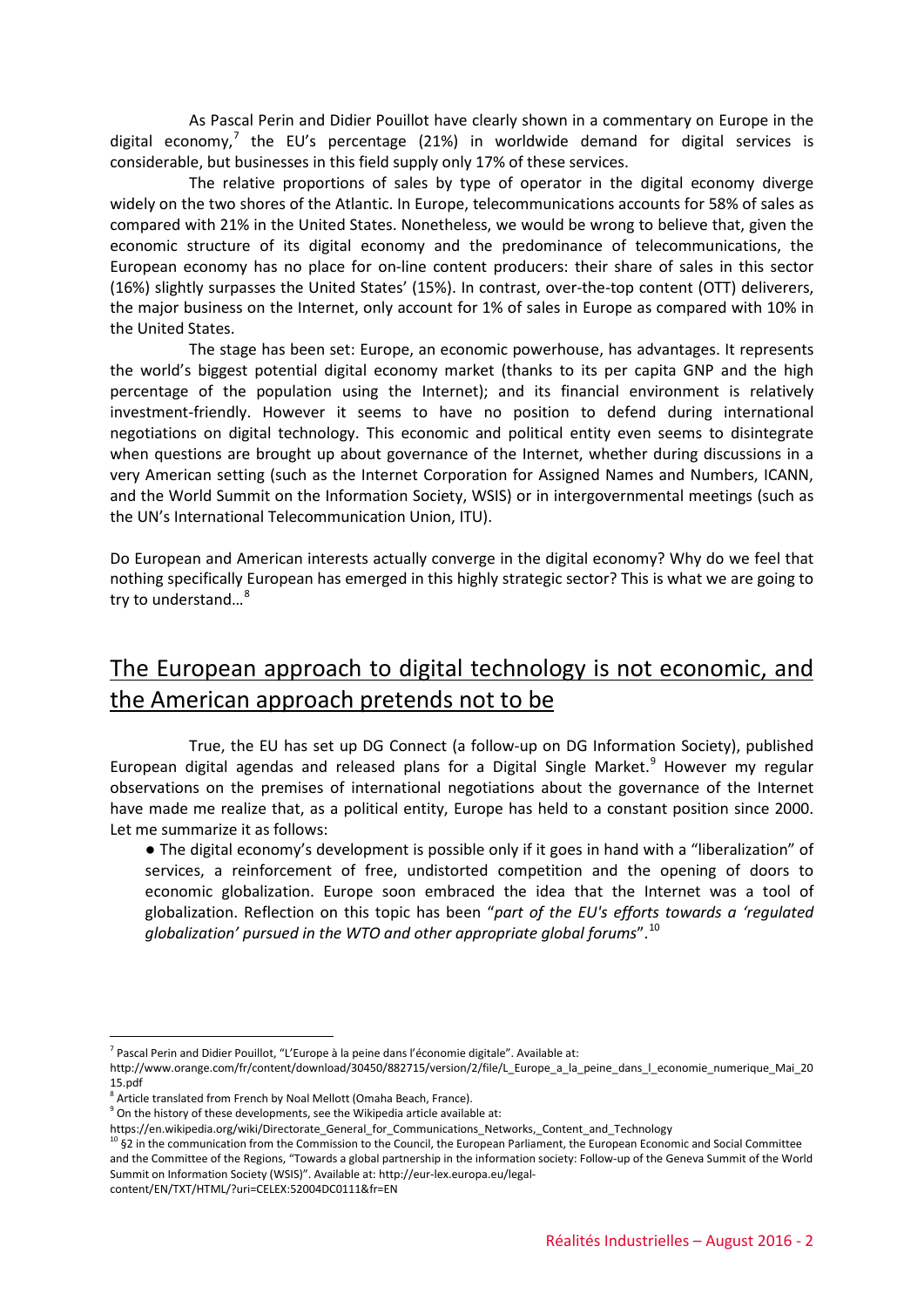As Pascal Perin and Didier Pouillot have clearly shown in a commentary on Europe in the digital economy,[7] the EU's percentage (21%) in worldwide demand for digital services is considerable, but businesses in this field supply only 17% of these services.

The relative proportions of sales by type of operator in the digital economy diverge widely on the two shores of the Atlantic. In Europe, telecommunications accounts for 58% of sales as compared with 21% in the United States. Nonetheless, we would be wrong to believe that, given the economic structure of its digital economy and the predominance of telecommunications, the European economy has no place for on-line content producers: their share of sales in this sector (16%) slightly surpasses the United States' (15%). In contrast, over-the-top content (OTT) deliverers, the major business on the Internet, only account for 1% of sales in Europe as compared with 10% in the United States.

The stage has been set: Europe, an economic powerhouse, has advantages. It represents the world's biggest potential digital economy market (thanks to its per capita GNP and the high percentage of the population using the Internet); and its financial environment is relatively investment-friendly. However it seems to have no position to defend during international negotiations on digital technology. This economic and political entity even seems to disintegrate when questions are brought up about governance of the Internet, whether during discussions in a very American setting (such as the Internet Corporation for Assigned Names and Numbers, ICANN, and the World Summit on the Information Society, WSIS) or in intergovernmental meetings (such as the UN's International Telecommunication Union, ITU).

Do European and American interests actually converge in the digital economy? Why do we feel that nothing specifically European has emerged in this highly strategic sector? This is what we are going to try to understand…[8]

## The European approach to digital technology is not economic, and the American approach pretends not to be

True, the EU has set up DG Connect (a follow-up on DG Information Society), published European digital agendas and released plans for a Digital Single Market.[9] However my regular observations on the premises of international negotiations about the governance of the Internet have made me realize that, as a political entity, Europe has held to a constant position since 2000. Let me summarize it as follows:

- The digital economy's development is possible only if it goes in hand with a "liberalization" of services, a reinforcement of free, undistorted competition and the opening of doors to economic globalization. Europe soon embraced the idea that the Internet was a tool of globalization. Reflection on this topic has been "*part of the EU's efforts towards a 'regulated globalization' pursued in the WTO and other appropriate global forums*".[10]

---

[7] Pascal Perin and Didier Pouillot, "L'Europe à la peine dans l'économie digitale". Available at: http://www.orange.com/fr/content/download/30450/882715/version/2/file/L_Europe_a_la_peine_dans_l_economie_numerique_Mai_2015.pdf

[8] Article translated from French by Noal Mellott (Omaha Beach, France).

[9] On the history of these developments, see the Wikipedia article available at: https://en.wikipedia.org/wiki/Directorate_General_for_Communications_Networks,_Content_and_Technology

[10] §2 in the communication from the Commission to the Council, the European Parliament, the European Economic and Social Committee and the Committee of the Regions, "Towards a global partnership in the information society: Follow-up of the Geneva Summit of the World Summit on Information Society (WSIS)". Available at: http://eur-lex.europa.eu/legal-content/EN/TXT/HTML/?uri=CELEX:52004DC0111&fr=EN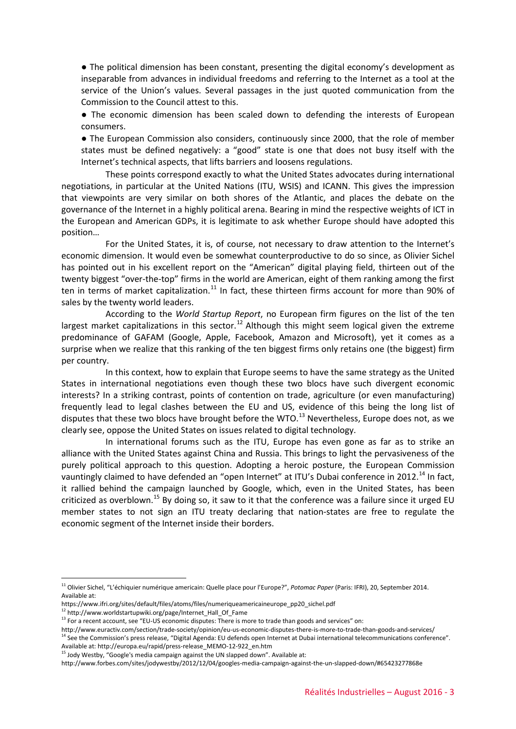- The political dimension has been constant, presenting the digital economy's development as inseparable from advances in individual freedoms and referring to the Internet as a tool at the service of the Union's values. Several passages in the just quoted communication from the Commission to the Council attest to this.
- The economic dimension has been scaled down to defending the interests of European consumers.
- The European Commission also considers, continuously since 2000, that the role of member states must be defined negatively: a "good" state is one that does not busy itself with the Internet's technical aspects, that lifts barriers and loosens regulations.

These points correspond exactly to what the United States advocates during international negotiations, in particular at the United Nations (ITU, WSIS) and ICANN. This gives the impression that viewpoints are very similar on both shores of the Atlantic, and places the debate on the governance of the Internet in a highly political arena. Bearing in mind the respective weights of ICT in the European and American GDPs, it is legitimate to ask whether Europe should have adopted this position…

For the United States, it is, of course, not necessary to draw attention to the Internet's economic dimension. It would even be somewhat counterproductive to do so since, as Olivier Sichel has pointed out in his excellent report on the "American" digital playing field, thirteen out of the twenty biggest "over-the-top" firms in the world are American, eight of them ranking among the first ten in terms of market capitalization.[11] In fact, these thirteen firms account for more than 90% of sales by the twenty world leaders.

According to the *World Startup Report*, no European firm figures on the list of the ten largest market capitalizations in this sector.[12] Although this might seem logical given the extreme predominance of GAFAM (Google, Apple, Facebook, Amazon and Microsoft), yet it comes as a surprise when we realize that this ranking of the ten biggest firms only retains one (the biggest) firm per country.

In this context, how to explain that Europe seems to have the same strategy as the United States in international negotiations even though these two blocs have such divergent economic interests? In a striking contrast, points of contention on trade, agriculture (or even manufacturing) frequently lead to legal clashes between the EU and US, evidence of this being the long list of disputes that these two blocs have brought before the WTO.[13] Nevertheless, Europe does not, as we clearly see, oppose the United States on issues related to digital technology.

In international forums such as the ITU, Europe has even gone as far as to strike an alliance with the United States against China and Russia. This brings to light the pervasiveness of the purely political approach to this question. Adopting a heroic posture, the European Commission vauntingly claimed to have defended an "open Internet" at ITU's Dubai conference in 2012.[14] In fact, it rallied behind the campaign launched by Google, which, even in the United States, has been criticized as overblown.[15] By doing so, it saw to it that the conference was a failure since it urged EU member states to not sign an ITU treaty declaring that nation-states are free to regulate the economic segment of the Internet inside their borders.

---

[11] Olivier Sichel, "L'échiquier numérique americain: Quelle place pour l'Europe?", *Potomac Paper* (Paris: IFRI), 20, September 2014. Available at: https://www.ifri.org/sites/default/files/atoms/files/numeriqueamericaineurope_pp20_sichel.pdf

[12] http://www.worldstartupwiki.org/page/Internet_Hall_Of_Fame

[13] For a recent account, see "EU-US economic disputes: There is more to trade than goods and services" on: http://www.euractiv.com/section/trade-society/opinion/eu-us-economic-disputes-there-is-more-to-trade-than-goods-and-services/

[14] See the Commission's press release, "Digital Agenda: EU defends open Internet at Dubai international telecommunications conference". Available at: http://europa.eu/rapid/press-release_MEMO-12-922_en.htm

[15] Jody Westby, "Google's media campaign against the UN slapped down". Available at: http://www.forbes.com/sites/jodywestby/2012/12/04/googles-media-campaign-against-the-un-slapped-down/#65423277868e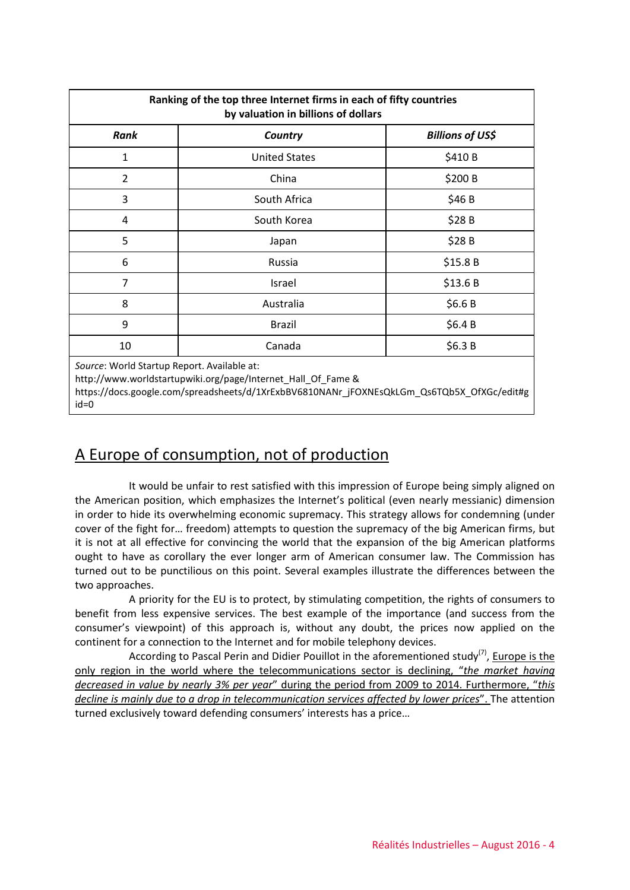| Ranking of the top three Internet firms in each of fifty countries by valuation in billions of dollars | | |
|---|---|---|
| ***Rank*** | ***Country*** | ***Billions of US$*** |
| 1 | United States | $410 B |
| 2 | China | $200 B |
| 3 | South Africa | $46 B |
| 4 | South Korea | $28 B |
| 5 | Japan | $28 B |
| 6 | Russia | $15.8 B |
| 7 | Israel | $13.6 B |
| 8 | Australia | $6.6 B |
| 9 | Brazil | $6.4 B |
| 10 | Canada | $6.3 B |

*Source*: World Startup Report. Available at:
http://www.worldstartupwiki.org/page/Internet_Hall_Of_Fame &
https://docs.google.com/spreadsheets/d/1XrExbBV6810NANr_jFOXNEsQkLGm_Qs6TQb5X_OfXGc/edit#gid=0

## A Europe of consumption, not of production

It would be unfair to rest satisfied with this impression of Europe being simply aligned on the American position, which emphasizes the Internet's political (even nearly messianic) dimension in order to hide its overwhelming economic supremacy. This strategy allows for condemning (under cover of the fight for… freedom) attempts to question the supremacy of the big American firms, but it is not at all effective for convincing the world that the expansion of the big American platforms ought to have as corollary the ever longer arm of American consumer law. The Commission has turned out to be punctilious on this point. Several examples illustrate the differences between the two approaches.

A priority for the EU is to protect, by stimulating competition, the rights of consumers to benefit from less expensive services. The best example of the importance (and success from the consumer's viewpoint) of this approach is, without any doubt, the prices now applied on the continent for a connection to the Internet and for mobile telephony devices.

According to Pascal Perin and Didier Pouillot in the aforementioned study[7], <u>Europe is the only region in the world where the telecommunications sector is declining, "*the market having decreased in value by nearly 3% per year*" during the period from 2009 to 2014. Furthermore, "*this decline is mainly due to a drop in telecommunication services affected by lower prices*".</u> The attention turned exclusively toward defending consumers' interests has a price…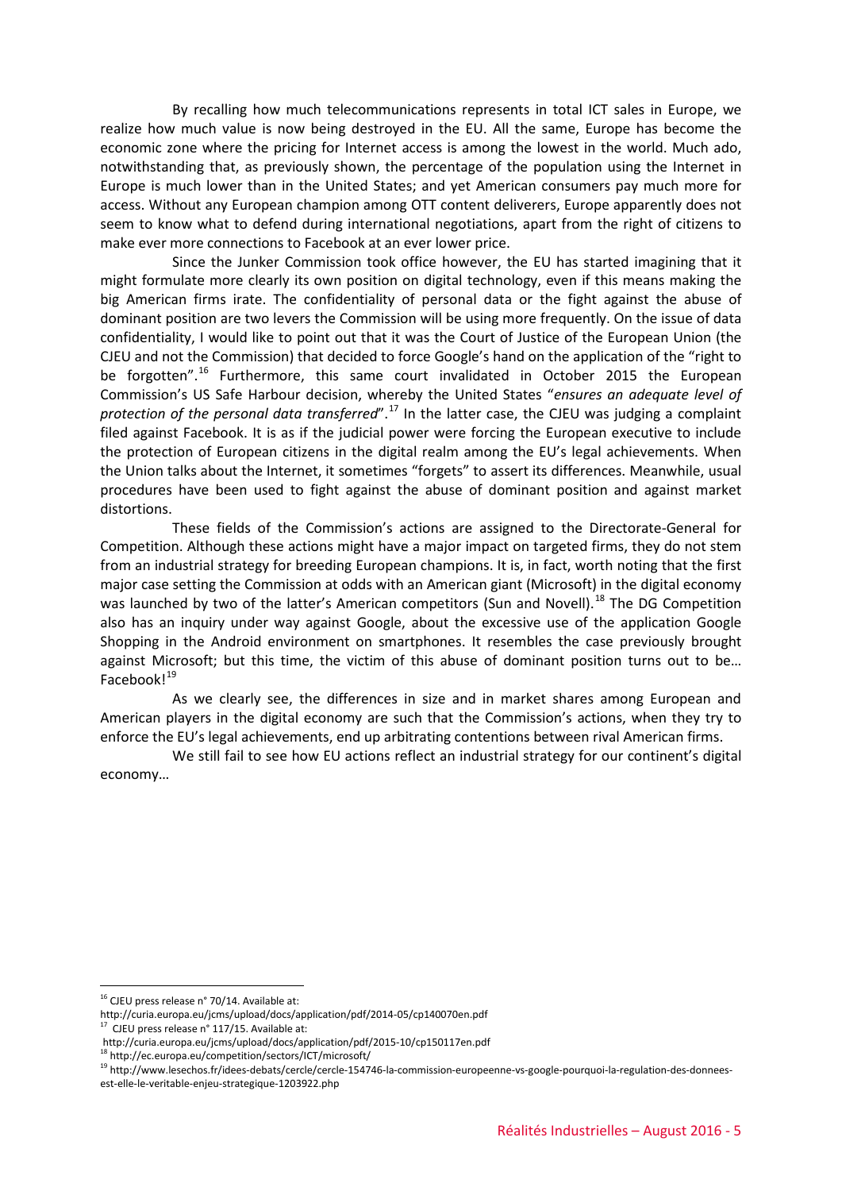By recalling how much telecommunications represents in total ICT sales in Europe, we realize how much value is now being destroyed in the EU. All the same, Europe has become the economic zone where the pricing for Internet access is among the lowest in the world. Much ado, notwithstanding that, as previously shown, the percentage of the population using the Internet in Europe is much lower than in the United States; and yet American consumers pay much more for access. Without any European champion among OTT content deliverers, Europe apparently does not seem to know what to defend during international negotiations, apart from the right of citizens to make ever more connections to Facebook at an ever lower price.

Since the Junker Commission took office however, the EU has started imagining that it might formulate more clearly its own position on digital technology, even if this means making the big American firms irate. The confidentiality of personal data or the fight against the abuse of dominant position are two levers the Commission will be using more frequently. On the issue of data confidentiality, I would like to point out that it was the Court of Justice of the European Union (the CJEU and not the Commission) that decided to force Google's hand on the application of the "right to be forgotten".[16] Furthermore, this same court invalidated in October 2015 the European Commission's US Safe Harbour decision, whereby the United States "*ensures an adequate level of protection of the personal data transferred*".[17] In the latter case, the CJEU was judging a complaint filed against Facebook. It is as if the judicial power were forcing the European executive to include the protection of European citizens in the digital realm among the EU's legal achievements. When the Union talks about the Internet, it sometimes "forgets" to assert its differences. Meanwhile, usual procedures have been used to fight against the abuse of dominant position and against market distortions.

These fields of the Commission's actions are assigned to the Directorate-General for Competition. Although these actions might have a major impact on targeted firms, they do not stem from an industrial strategy for breeding European champions. It is, in fact, worth noting that the first major case setting the Commission at odds with an American giant (Microsoft) in the digital economy was launched by two of the latter's American competitors (Sun and Novell).[18] The DG Competition also has an inquiry under way against Google, about the excessive use of the application Google Shopping in the Android environment on smartphones. It resembles the case previously brought against Microsoft; but this time, the victim of this abuse of dominant position turns out to be… Facebook![19]

As we clearly see, the differences in size and in market shares among European and American players in the digital economy are such that the Commission's actions, when they try to enforce the EU's legal achievements, end up arbitrating contentions between rival American firms.

We still fail to see how EU actions reflect an industrial strategy for our continent's digital economy…

---

[16] CJEU press release n° 70/14. Available at: http://curia.europa.eu/jcms/upload/docs/application/pdf/2014-05/cp140070en.pdf

[17] CJEU press release n° 117/15. Available at: http://curia.europa.eu/jcms/upload/docs/application/pdf/2015-10/cp150117en.pdf

[18] http://ec.europa.eu/competition/sectors/ICT/microsoft/

[19] http://www.lesechos.fr/idees-debats/cercle/cercle-154746-la-commission-europeenne-vs-google-pourquoi-la-regulation-des-donnees-est-elle-le-veritable-enjeu-strategique-1203922.php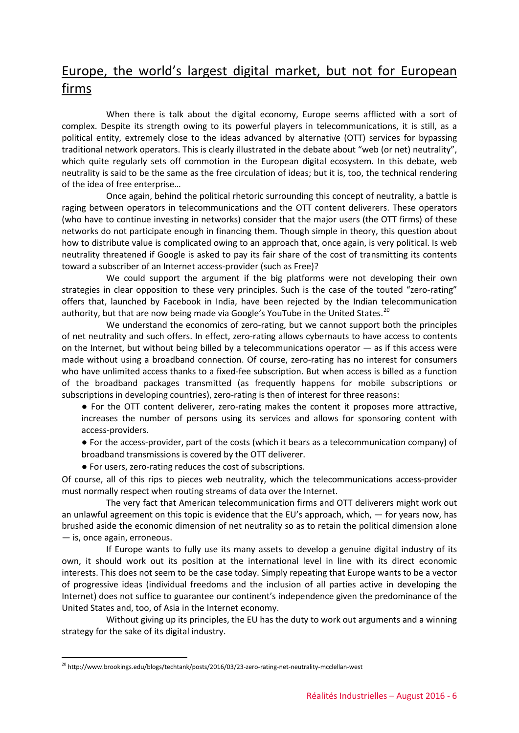## Europe, the world's largest digital market, but not for European firms

When there is talk about the digital economy, Europe seems afflicted with a sort of complex. Despite its strength owing to its powerful players in telecommunications, it is still, as a political entity, extremely close to the ideas advanced by alternative (OTT) services for bypassing traditional network operators. This is clearly illustrated in the debate about "web (or net) neutrality", which quite regularly sets off commotion in the European digital ecosystem. In this debate, web neutrality is said to be the same as the free circulation of ideas; but it is, too, the technical rendering of the idea of free enterprise…

Once again, behind the political rhetoric surrounding this concept of neutrality, a battle is raging between operators in telecommunications and the OTT content deliverers. These operators (who have to continue investing in networks) consider that the major users (the OTT firms) of these networks do not participate enough in financing them. Though simple in theory, this question about how to distribute value is complicated owing to an approach that, once again, is very political. Is web neutrality threatened if Google is asked to pay its fair share of the cost of transmitting its contents toward a subscriber of an Internet access-provider (such as Free)?

We could support the argument if the big platforms were not developing their own strategies in clear opposition to these very principles. Such is the case of the touted "zero-rating" offers that, launched by Facebook in India, have been rejected by the Indian telecommunication authority, but that are now being made via Google's YouTube in the United States.[20]

We understand the economics of zero-rating, but we cannot support both the principles of net neutrality and such offers. In effect, zero-rating allows cybernauts to have access to contents on the Internet, but without being billed by a telecommunications operator — as if this access were made without using a broadband connection. Of course, zero-rating has no interest for consumers who have unlimited access thanks to a fixed-fee subscription. But when access is billed as a function of the broadband packages transmitted (as frequently happens for mobile subscriptions or subscriptions in developing countries), zero-rating is then of interest for three reasons:

- For the OTT content deliverer, zero-rating makes the content it proposes more attractive, increases the number of persons using its services and allows for sponsoring content with access-providers.
- For the access-provider, part of the costs (which it bears as a telecommunication company) of broadband transmissions is covered by the OTT deliverer.
- For users, zero-rating reduces the cost of subscriptions.

Of course, all of this rips to pieces web neutrality, which the telecommunications access-provider must normally respect when routing streams of data over the Internet.

The very fact that American telecommunication firms and OTT deliverers might work out an unlawful agreement on this topic is evidence that the EU's approach, which, — for years now, has brushed aside the economic dimension of net neutrality so as to retain the political dimension alone — is, once again, erroneous.

If Europe wants to fully use its many assets to develop a genuine digital industry of its own, it should work out its position at the international level in line with its direct economic interests. This does not seem to be the case today. Simply repeating that Europe wants to be a vector of progressive ideas (individual freedoms and the inclusion of all parties active in developing the Internet) does not suffice to guarantee our continent's independence given the predominance of the United States and, too, of Asia in the Internet economy.

Without giving up its principles, the EU has the duty to work out arguments and a winning strategy for the sake of its digital industry.

---

[20] http://www.brookings.edu/blogs/techtank/posts/2016/03/23-zero-rating-net-neutrality-mcclellan-west